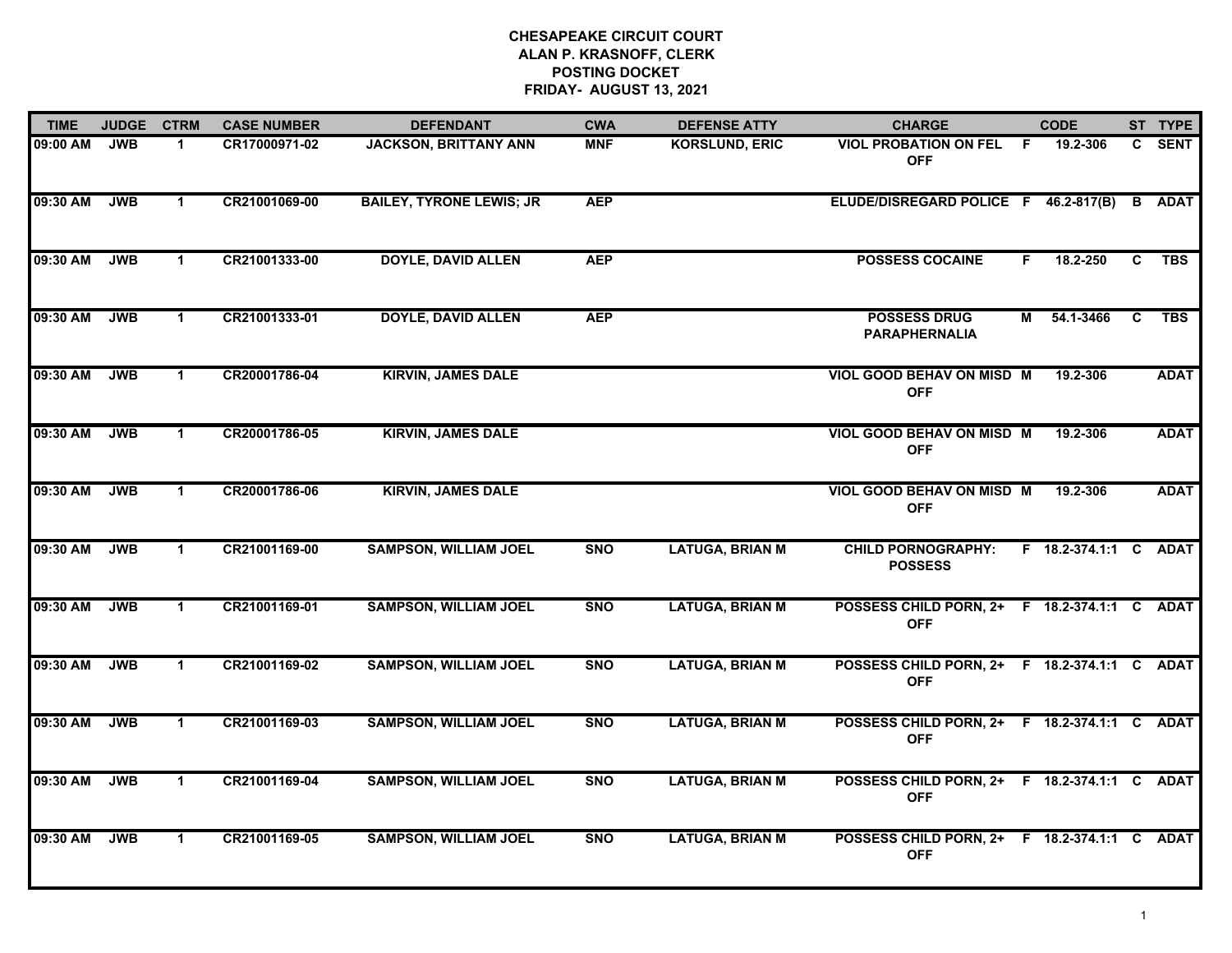# CHESAPEAKE CIRCUIT COURT
## ALAN P. KRASNOFF, CLERK
## POSTING DOCKET
## FRIDAY- AUGUST 13, 2021

| TIME | JUDGE | CTRM | CASE NUMBER | DEFENDANT | CWA | DEFENSE ATTY | CHARGE | | CODE | ST | TYPE |
|---|---|---|---|---|---|---|---|---|---|---|---|
| 09:00 AM | JWB | 1 | CR17000971-02 | JACKSON, BRITTANY ANN | MNF | KORSLUND, ERIC | VIOL PROBATION ON FEL OFF | F | 19.2-306 | C | SENT |
| 09:30 AM | JWB | 1 | CR21001069-00 | BAILEY, TYRONE LEWIS; JR | AEP | | ELUDE/DISREGARD POLICE | F | 46.2-817(B) | B | ADAT |
| 09:30 AM | JWB | 1 | CR21001333-00 | DOYLE, DAVID ALLEN | AEP | | POSSESS COCAINE | F | 18.2-250 | C | TBS |
| 09:30 AM | JWB | 1 | CR21001333-01 | DOYLE, DAVID ALLEN | AEP | | POSSESS DRUG PARAPHERNALIA | M | 54.1-3466 | C | TBS |
| 09:30 AM | JWB | 1 | CR20001786-04 | KIRVIN, JAMES DALE | | | VIOL GOOD BEHAV ON MISD OFF | M | 19.2-306 | | ADAT |
| 09:30 AM | JWB | 1 | CR20001786-05 | KIRVIN, JAMES DALE | | | VIOL GOOD BEHAV ON MISD OFF | M | 19.2-306 | | ADAT |
| 09:30 AM | JWB | 1 | CR20001786-06 | KIRVIN, JAMES DALE | | | VIOL GOOD BEHAV ON MISD OFF | M | 19.2-306 | | ADAT |
| 09:30 AM | JWB | 1 | CR21001169-00 | SAMPSON, WILLIAM JOEL | SNO | LATUGA, BRIAN M | CHILD PORNOGRAPHY: POSSESS | F | 18.2-374.1:1 | C | ADAT |
| 09:30 AM | JWB | 1 | CR21001169-01 | SAMPSON, WILLIAM JOEL | SNO | LATUGA, BRIAN M | POSSESS CHILD PORN, 2+ OFF | F | 18.2-374.1:1 | C | ADAT |
| 09:30 AM | JWB | 1 | CR21001169-02 | SAMPSON, WILLIAM JOEL | SNO | LATUGA, BRIAN M | POSSESS CHILD PORN, 2+ OFF | F | 18.2-374.1:1 | C | ADAT |
| 09:30 AM | JWB | 1 | CR21001169-03 | SAMPSON, WILLIAM JOEL | SNO | LATUGA, BRIAN M | POSSESS CHILD PORN, 2+ OFF | F | 18.2-374.1:1 | C | ADAT |
| 09:30 AM | JWB | 1 | CR21001169-04 | SAMPSON, WILLIAM JOEL | SNO | LATUGA, BRIAN M | POSSESS CHILD PORN, 2+ OFF | F | 18.2-374.1:1 | C | ADAT |
| 09:30 AM | JWB | 1 | CR21001169-05 | SAMPSON, WILLIAM JOEL | SNO | LATUGA, BRIAN M | POSSESS CHILD PORN, 2+ OFF | F | 18.2-374.1:1 | C | ADAT |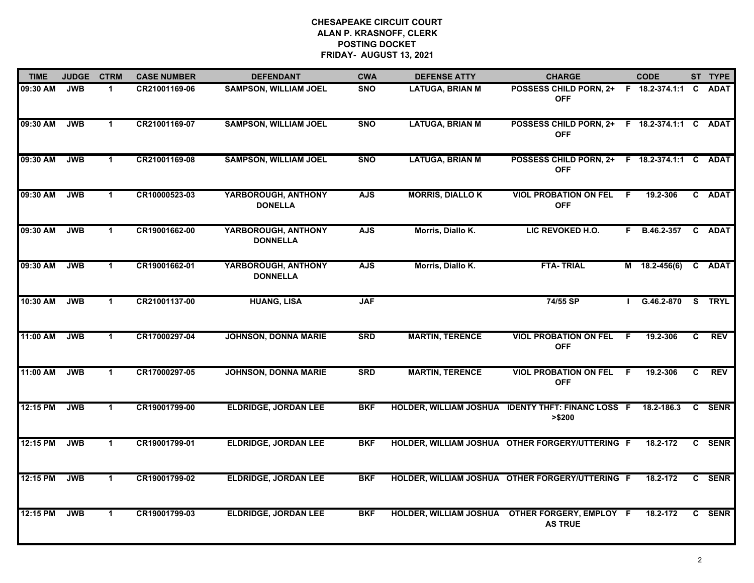**CHESAPEAKE CIRCUIT COURT**
**ALAN P. KRASNOFF, CLERK**
**POSTING DOCKET**
**FRIDAY- AUGUST 13, 2021**

| TIME | JUDGE | CTRM | CASE NUMBER | DEFENDANT | CWA | DEFENSE ATTY | CHARGE | | CODE | ST | TYPE |
|---|---|---|---|---|---|---|---|---|---|---|---|
| 09:30 AM | JWB | 1 | CR21001169-06 | SAMPSON, WILLIAM JOEL | SNO | LATUGA, BRIAN M | POSSESS CHILD PORN, 2+ OFF | F | 18.2-374.1:1 | C | ADAT |
| 09:30 AM | JWB | 1 | CR21001169-07 | SAMPSON, WILLIAM JOEL | SNO | LATUGA, BRIAN M | POSSESS CHILD PORN, 2+ OFF | F | 18.2-374.1:1 | C | ADAT |
| 09:30 AM | JWB | 1 | CR21001169-08 | SAMPSON, WILLIAM JOEL | SNO | LATUGA, BRIAN M | POSSESS CHILD PORN, 2+ OFF | F | 18.2-374.1:1 | C | ADAT |
| 09:30 AM | JWB | 1 | CR10000523-03 | YARBOROUGH, ANTHONY DONELLA | AJS | MORRIS, DIALLO K | VIOL PROBATION ON FEL OFF | F | 19.2-306 | C | ADAT |
| 09:30 AM | JWB | 1 | CR19001662-00 | YARBOROUGH, ANTHONY DONNELLA | AJS | Morris, Diallo K. | LIC REVOKED H.O. | F | B.46.2-357 | C | ADAT |
| 09:30 AM | JWB | 1 | CR19001662-01 | YARBOROUGH, ANTHONY DONNELLA | AJS | Morris, Diallo K. | FTA- TRIAL | M | 18.2-456(6) | C | ADAT |
| 10:30 AM | JWB | 1 | CR21001137-00 | HUANG, LISA | JAF | | 74/55 SP | I | G.46.2-870 | S | TRYL |
| 11:00 AM | JWB | 1 | CR17000297-04 | JOHNSON, DONNA MARIE | SRD | MARTIN, TERENCE | VIOL PROBATION ON FEL OFF | F | 19.2-306 | C | REV |
| 11:00 AM | JWB | 1 | CR17000297-05 | JOHNSON, DONNA MARIE | SRD | MARTIN, TERENCE | VIOL PROBATION ON FEL OFF | F | 19.2-306 | C | REV |
| 12:15 PM | JWB | 1 | CR19001799-00 | ELDRIDGE, JORDAN LEE | BKF | HOLDER, WILLIAM JOSHUA | IDENTY THFT: FINANC LOSS >$200 | F | 18.2-186.3 | C | SENR |
| 12:15 PM | JWB | 1 | CR19001799-01 | ELDRIDGE, JORDAN LEE | BKF | HOLDER, WILLIAM JOSHUA | OTHER FORGERY/UTTERING | F | 18.2-172 | C | SENR |
| 12:15 PM | JWB | 1 | CR19001799-02 | ELDRIDGE, JORDAN LEE | BKF | HOLDER, WILLIAM JOSHUA | OTHER FORGERY/UTTERING | F | 18.2-172 | C | SENR |
| 12:15 PM | JWB | 1 | CR19001799-03 | ELDRIDGE, JORDAN LEE | BKF | HOLDER, WILLIAM JOSHUA | OTHER FORGERY, EMPLOY AS TRUE | F | 18.2-172 | C | SENR |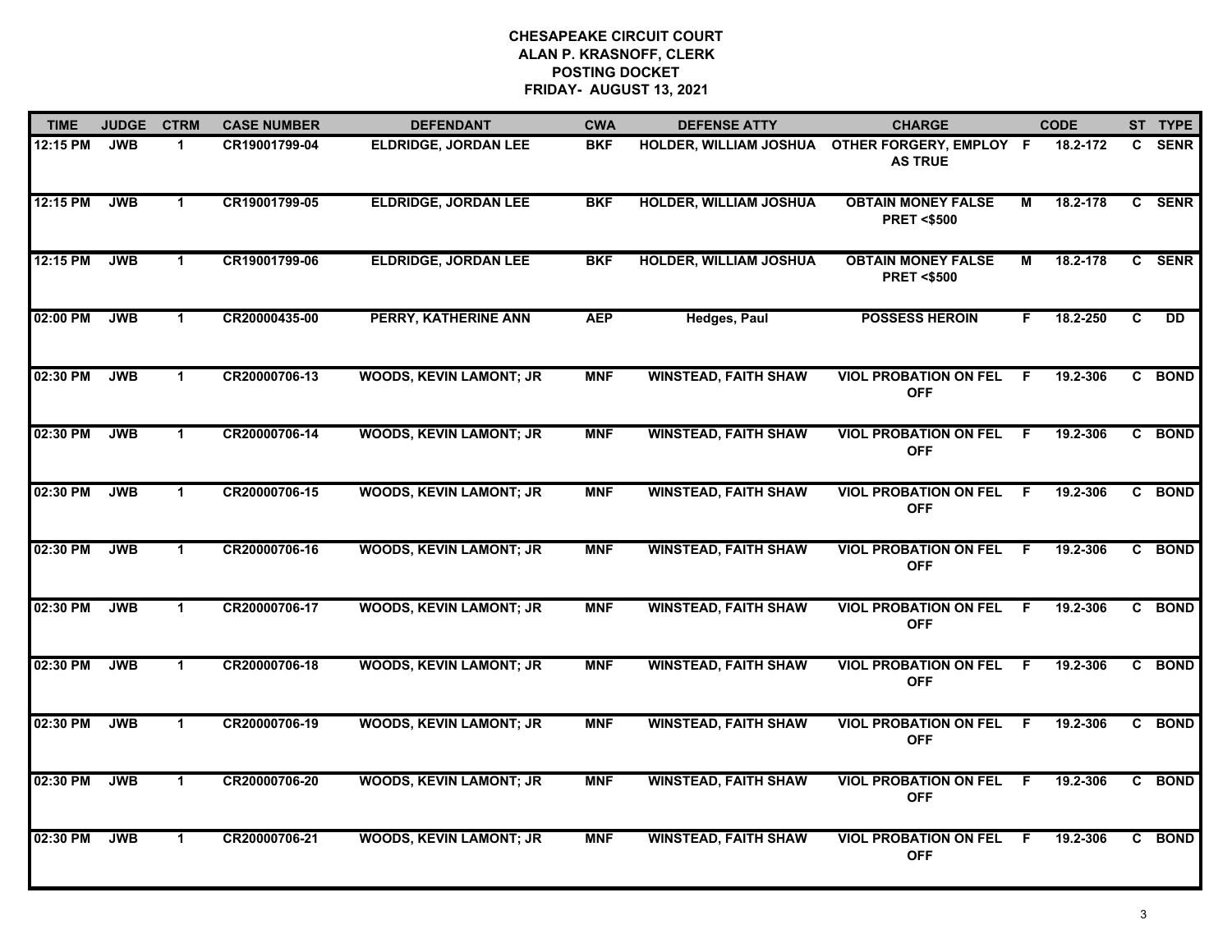**CHESAPEAKE CIRCUIT COURT**
**ALAN P. KRASNOFF, CLERK**
**POSTING DOCKET**
**FRIDAY- AUGUST 13, 2021**

| TIME | JUDGE | CTRM | CASE NUMBER | DEFENDANT | CWA | DEFENSE ATTY | CHARGE | | CODE | ST | TYPE |
|---|---|---|---|---|---|---|---|---|---|---|---|
| 12:15 PM | JWB | 1 | CR19001799-04 | ELDRIDGE, JORDAN LEE | BKF | HOLDER, WILLIAM JOSHUA | OTHER FORGERY, EMPLOY AS TRUE | F | 18.2-172 | C | SENR |
| 12:15 PM | JWB | 1 | CR19001799-05 | ELDRIDGE, JORDAN LEE | BKF | HOLDER, WILLIAM JOSHUA | OBTAIN MONEY FALSE PRET <$500 | M | 18.2-178 | C | SENR |
| 12:15 PM | JWB | 1 | CR19001799-06 | ELDRIDGE, JORDAN LEE | BKF | HOLDER, WILLIAM JOSHUA | OBTAIN MONEY FALSE PRET <$500 | M | 18.2-178 | C | SENR |
| 02:00 PM | JWB | 1 | CR20000435-00 | PERRY, KATHERINE ANN | AEP | Hedges, Paul | POSSESS HEROIN | F | 18.2-250 | C | DD |
| 02:30 PM | JWB | 1 | CR20000706-13 | WOODS, KEVIN LAMONT; JR | MNF | WINSTEAD, FAITH SHAW | VIOL PROBATION ON FEL OFF | F | 19.2-306 | C | BOND |
| 02:30 PM | JWB | 1 | CR20000706-14 | WOODS, KEVIN LAMONT; JR | MNF | WINSTEAD, FAITH SHAW | VIOL PROBATION ON FEL OFF | F | 19.2-306 | C | BOND |
| 02:30 PM | JWB | 1 | CR20000706-15 | WOODS, KEVIN LAMONT; JR | MNF | WINSTEAD, FAITH SHAW | VIOL PROBATION ON FEL OFF | F | 19.2-306 | C | BOND |
| 02:30 PM | JWB | 1 | CR20000706-16 | WOODS, KEVIN LAMONT; JR | MNF | WINSTEAD, FAITH SHAW | VIOL PROBATION ON FEL OFF | F | 19.2-306 | C | BOND |
| 02:30 PM | JWB | 1 | CR20000706-17 | WOODS, KEVIN LAMONT; JR | MNF | WINSTEAD, FAITH SHAW | VIOL PROBATION ON FEL OFF | F | 19.2-306 | C | BOND |
| 02:30 PM | JWB | 1 | CR20000706-18 | WOODS, KEVIN LAMONT; JR | MNF | WINSTEAD, FAITH SHAW | VIOL PROBATION ON FEL OFF | F | 19.2-306 | C | BOND |
| 02:30 PM | JWB | 1 | CR20000706-19 | WOODS, KEVIN LAMONT; JR | MNF | WINSTEAD, FAITH SHAW | VIOL PROBATION ON FEL OFF | F | 19.2-306 | C | BOND |
| 02:30 PM | JWB | 1 | CR20000706-20 | WOODS, KEVIN LAMONT; JR | MNF | WINSTEAD, FAITH SHAW | VIOL PROBATION ON FEL OFF | F | 19.2-306 | C | BOND |
| 02:30 PM | JWB | 1 | CR20000706-21 | WOODS, KEVIN LAMONT; JR | MNF | WINSTEAD, FAITH SHAW | VIOL PROBATION ON FEL OFF | F | 19.2-306 | C | BOND |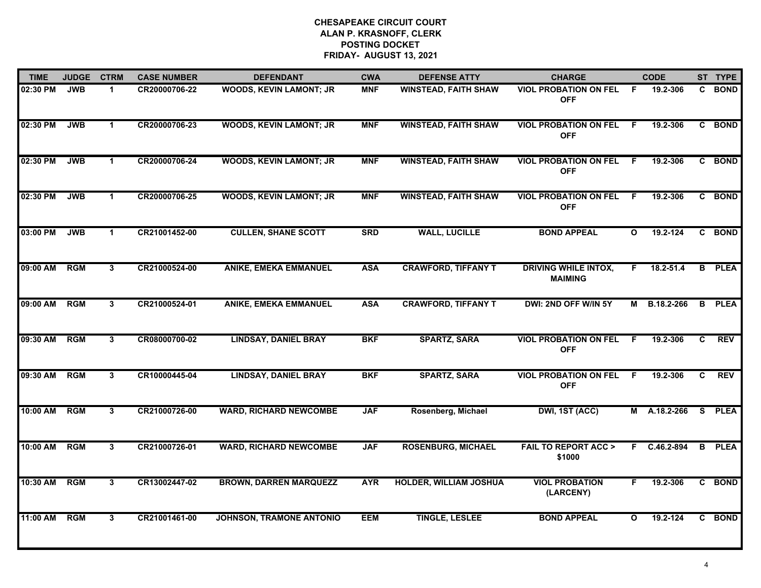**CHESAPEAKE CIRCUIT COURT**
**ALAN P. KRASNOFF, CLERK**
**POSTING DOCKET**
**FRIDAY- AUGUST 13, 2021**

| TIME | JUDGE | CTRM | CASE NUMBER | DEFENDANT | CWA | DEFENSE ATTY | CHARGE | | CODE | ST | TYPE |
|---|---|---|---|---|---|---|---|---|---|---|---|
| 02:30 PM | JWB | 1 | CR20000706-22 | WOODS, KEVIN LAMONT; JR | MNF | WINSTEAD, FAITH SHAW | VIOL PROBATION ON FEL OFF | F | 19.2-306 | C | BOND |
| 02:30 PM | JWB | 1 | CR20000706-23 | WOODS, KEVIN LAMONT; JR | MNF | WINSTEAD, FAITH SHAW | VIOL PROBATION ON FEL OFF | F | 19.2-306 | C | BOND |
| 02:30 PM | JWB | 1 | CR20000706-24 | WOODS, KEVIN LAMONT; JR | MNF | WINSTEAD, FAITH SHAW | VIOL PROBATION ON FEL OFF | F | 19.2-306 | C | BOND |
| 02:30 PM | JWB | 1 | CR20000706-25 | WOODS, KEVIN LAMONT; JR | MNF | WINSTEAD, FAITH SHAW | VIOL PROBATION ON FEL OFF | F | 19.2-306 | C | BOND |
| 03:00 PM | JWB | 1 | CR21001452-00 | CULLEN, SHANE SCOTT | SRD | WALL, LUCILLE | BOND APPEAL | O | 19.2-124 | C | BOND |
| 09:00 AM | RGM | 3 | CR21000524-00 | ANIKE, EMEKA EMMANUEL | ASA | CRAWFORD, TIFFANY T | DRIVING WHILE INTOX, MAIMING | F | 18.2-51.4 | B | PLEA |
| 09:00 AM | RGM | 3 | CR21000524-01 | ANIKE, EMEKA EMMANUEL | ASA | CRAWFORD, TIFFANY T | DWI: 2ND OFF W/IN 5Y | M | B.18.2-266 | B | PLEA |
| 09:30 AM | RGM | 3 | CR08000700-02 | LINDSAY, DANIEL BRAY | BKF | SPARTZ, SARA | VIOL PROBATION ON FEL OFF | F | 19.2-306 | C | REV |
| 09:30 AM | RGM | 3 | CR10000445-04 | LINDSAY, DANIEL BRAY | BKF | SPARTZ, SARA | VIOL PROBATION ON FEL OFF | F | 19.2-306 | C | REV |
| 10:00 AM | RGM | 3 | CR21000726-00 | WARD, RICHARD NEWCOMBE | JAF | Rosenberg, Michael | DWI, 1ST (ACC) | M | A.18.2-266 | S | PLEA |
| 10:00 AM | RGM | 3 | CR21000726-01 | WARD, RICHARD NEWCOMBE | JAF | ROSENBURG, MICHAEL | FAIL TO REPORT ACC > $1000 | F | C.46.2-894 | B | PLEA |
| 10:30 AM | RGM | 3 | CR13002447-02 | BROWN, DARREN MARQUEZZ | AYR | HOLDER, WILLIAM JOSHUA | VIOL PROBATION (LARCENY) | F | 19.2-306 | C | BOND |
| 11:00 AM | RGM | 3 | CR21001461-00 | JOHNSON, TRAMONE ANTONIO | EEM | TINGLE, LESLEE | BOND APPEAL | O | 19.2-124 | C | BOND |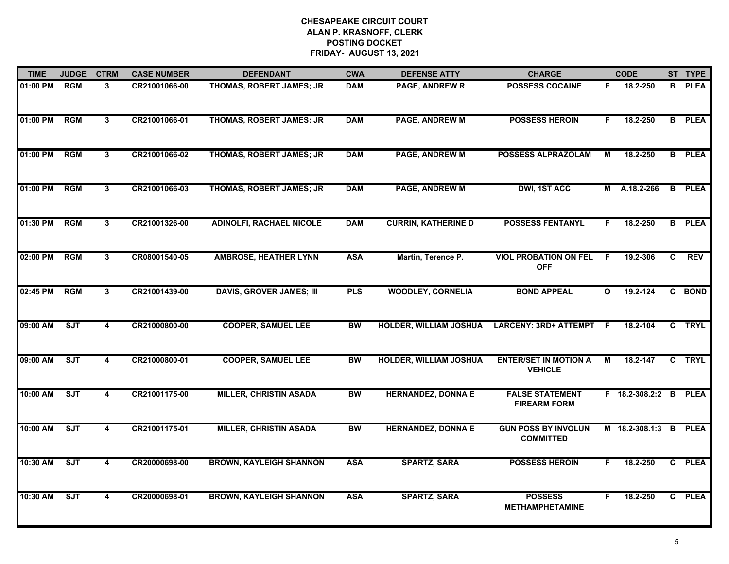# CHESAPEAKE CIRCUIT COURT
## ALAN P. KRASNOFF, CLERK
## POSTING DOCKET
## FRIDAY- AUGUST 13, 2021

| TIME | JUDGE | CTRM | CASE NUMBER | DEFENDANT | CWA | DEFENSE ATTY | CHARGE | | CODE | ST | TYPE |
|---|---|---|---|---|---|---|---|---|---|---|---|
| 01:00 PM | RGM | 3 | CR21001066-00 | THOMAS, ROBERT JAMES; JR | DAM | PAGE, ANDREW R | POSSESS COCAINE | F | 18.2-250 | B | PLEA |
| 01:00 PM | RGM | 3 | CR21001066-01 | THOMAS, ROBERT JAMES; JR | DAM | PAGE, ANDREW M | POSSESS HEROIN | F | 18.2-250 | B | PLEA |
| 01:00 PM | RGM | 3 | CR21001066-02 | THOMAS, ROBERT JAMES; JR | DAM | PAGE, ANDREW M | POSSESS ALPRAZOLAM | M | 18.2-250 | B | PLEA |
| 01:00 PM | RGM | 3 | CR21001066-03 | THOMAS, ROBERT JAMES; JR | DAM | PAGE, ANDREW M | DWI, 1ST ACC | M | A.18.2-266 | B | PLEA |
| 01:30 PM | RGM | 3 | CR21001326-00 | ADINOLFI, RACHAEL NICOLE | DAM | CURRIN, KATHERINE D | POSSESS FENTANYL | F | 18.2-250 | B | PLEA |
| 02:00 PM | RGM | 3 | CR08001540-05 | AMBROSE, HEATHER LYNN | ASA | Martin, Terence P. | VIOL PROBATION ON FEL OFF | F | 19.2-306 | C | REV |
| 02:45 PM | RGM | 3 | CR21001439-00 | DAVIS, GROVER JAMES; III | PLS | WOODLEY, CORNELIA | BOND APPEAL | O | 19.2-124 | C | BOND |
| 09:00 AM | SJT | 4 | CR21000800-00 | COOPER, SAMUEL LEE | BW | HOLDER, WILLIAM JOSHUA | LARCENY: 3RD+ ATTEMPT | F | 18.2-104 | C | TRYL |
| 09:00 AM | SJT | 4 | CR21000800-01 | COOPER, SAMUEL LEE | BW | HOLDER, WILLIAM JOSHUA | ENTER/SET IN MOTION A VEHICLE | M | 18.2-147 | C | TRYL |
| 10:00 AM | SJT | 4 | CR21001175-00 | MILLER, CHRISTIN ASADA | BW | HERNANDEZ, DONNA E | FALSE STATEMENT FIREARM FORM | F | 18.2-308.2:2 | B | PLEA |
| 10:00 AM | SJT | 4 | CR21001175-01 | MILLER, CHRISTIN ASADA | BW | HERNANDEZ, DONNA E | GUN POSS BY INVOLUN COMMITTED | M | 18.2-308.1:3 | B | PLEA |
| 10:30 AM | SJT | 4 | CR20000698-00 | BROWN, KAYLEIGH SHANNON | ASA | SPARTZ, SARA | POSSESS HEROIN | F | 18.2-250 | C | PLEA |
| 10:30 AM | SJT | 4 | CR20000698-01 | BROWN, KAYLEIGH SHANNON | ASA | SPARTZ, SARA | POSSESS METHAMPHETAMINE | F | 18.2-250 | C | PLEA |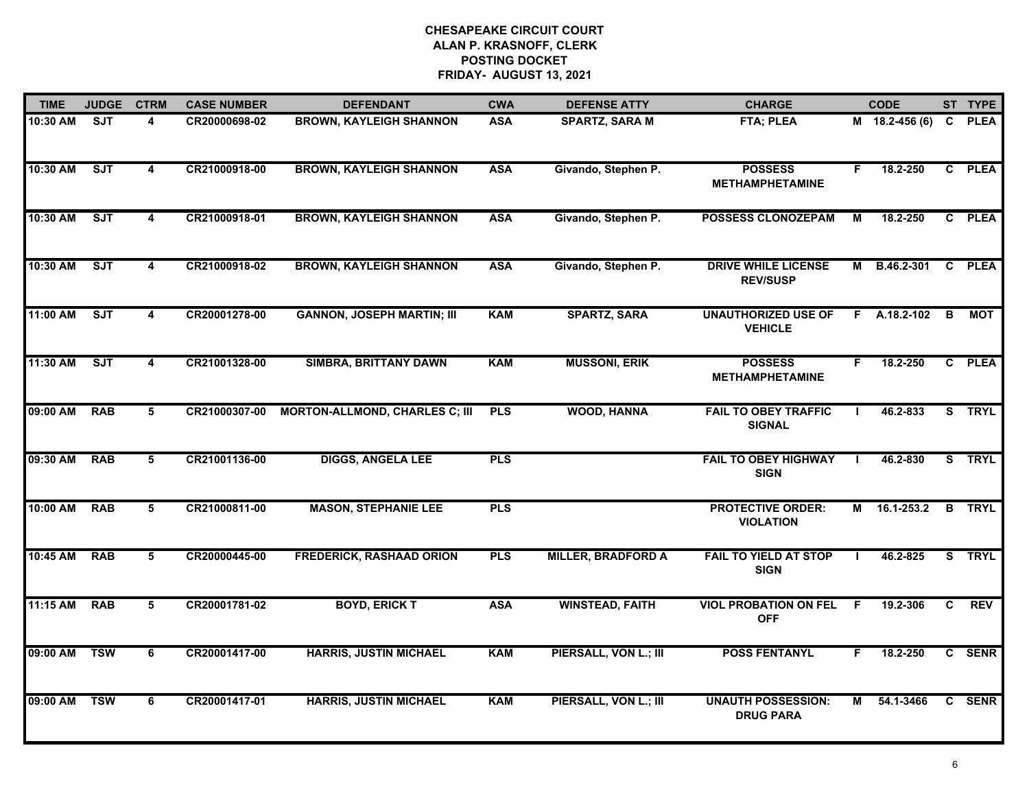# CHESAPEAKE CIRCUIT COURT
## ALAN P. KRASNOFF, CLERK
## POSTING DOCKET
## FRIDAY- AUGUST 13, 2021

| TIME | JUDGE | CTRM | CASE NUMBER | DEFENDANT | CWA | DEFENSE ATTY | CHARGE | | CODE | ST | TYPE |
|---|---|---|---|---|---|---|---|---|---|---|---|
| 10:30 AM | SJT | 4 | CR20000698-02 | BROWN, KAYLEIGH SHANNON | ASA | SPARTZ, SARA M | FTA; PLEA | M | 18.2-456 (6) | C | PLEA |
| 10:30 AM | SJT | 4 | CR21000918-00 | BROWN, KAYLEIGH SHANNON | ASA | Givando, Stephen P. | POSSESS METHAMPHETAMINE | F | 18.2-250 | C | PLEA |
| 10:30 AM | SJT | 4 | CR21000918-01 | BROWN, KAYLEIGH SHANNON | ASA | Givando, Stephen P. | POSSESS CLONOZEPAM | M | 18.2-250 | C | PLEA |
| 10:30 AM | SJT | 4 | CR21000918-02 | BROWN, KAYLEIGH SHANNON | ASA | Givando, Stephen P. | DRIVE WHILE LICENSE REV/SUSP | M | B.46.2-301 | C | PLEA |
| 11:00 AM | SJT | 4 | CR20001278-00 | GANNON, JOSEPH MARTIN; III | KAM | SPARTZ, SARA | UNAUTHORIZED USE OF VEHICLE | F | A.18.2-102 | B | MOT |
| 11:30 AM | SJT | 4 | CR21001328-00 | SIMBRA, BRITTANY DAWN | KAM | MUSSONI, ERIK | POSSESS METHAMPHETAMINE | F | 18.2-250 | C | PLEA |
| 09:00 AM | RAB | 5 | CR21000307-00 | MORTON-ALLMOND, CHARLES C; III | PLS | WOOD, HANNA | FAIL TO OBEY TRAFFIC SIGNAL | I | 46.2-833 | S | TRYL |
| 09:30 AM | RAB | 5 | CR21001136-00 | DIGGS, ANGELA LEE | PLS | | FAIL TO OBEY HIGHWAY SIGN | I | 46.2-830 | S | TRYL |
| 10:00 AM | RAB | 5 | CR21000811-00 | MASON, STEPHANIE LEE | PLS | | PROTECTIVE ORDER: VIOLATION | M | 16.1-253.2 | B | TRYL |
| 10:45 AM | RAB | 5 | CR20000445-00 | FREDERICK, RASHAAD ORION | PLS | MILLER, BRADFORD A | FAIL TO YIELD AT STOP SIGN | I | 46.2-825 | S | TRYL |
| 11:15 AM | RAB | 5 | CR20001781-02 | BOYD, ERICK T | ASA | WINSTEAD, FAITH | VIOL PROBATION ON FEL OFF | F | 19.2-306 | C | REV |
| 09:00 AM | TSW | 6 | CR20001417-00 | HARRIS, JUSTIN MICHAEL | KAM | PIERSALL, VON L.; III | POSS FENTANYL | F | 18.2-250 | C | SENR |
| 09:00 AM | TSW | 6 | CR20001417-01 | HARRIS, JUSTIN MICHAEL | KAM | PIERSALL, VON L.; III | UNAUTH POSSESSION: DRUG PARA | M | 54.1-3466 | C | SENR |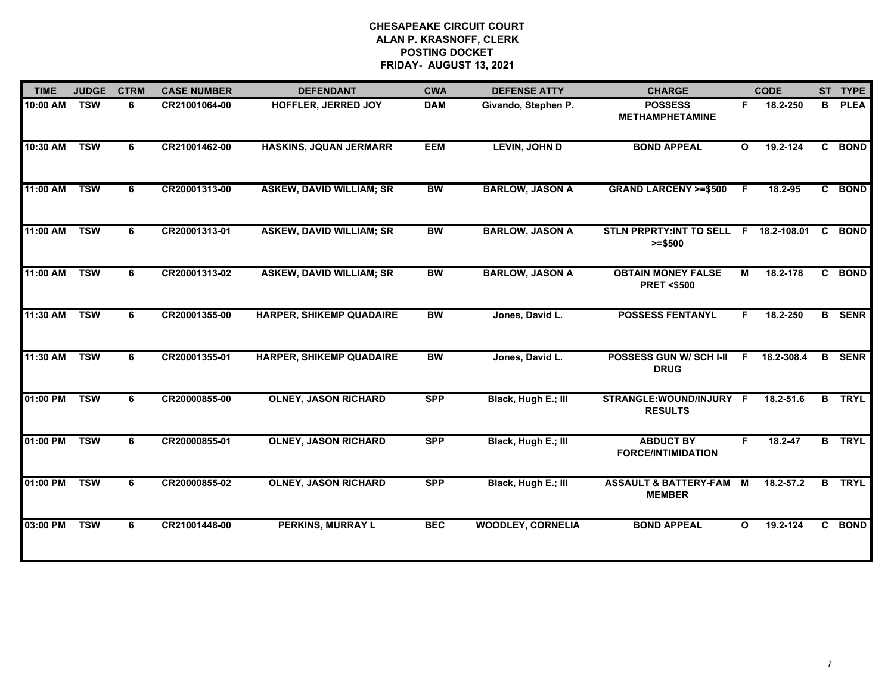# CHESAPEAKE CIRCUIT COURT
## ALAN P. KRASNOFF, CLERK
## POSTING DOCKET
## FRIDAY- AUGUST 13, 2021

| TIME | JUDGE | CTRM | CASE NUMBER | DEFENDANT | CWA | DEFENSE ATTY | CHARGE | | CODE | ST | TYPE |
|---|---|---|---|---|---|---|---|---|---|---|---|
| 10:00 AM | TSW | 6 | CR21001064-00 | HOFFLER, JERRED JOY | DAM | Givando, Stephen P. | POSSESS METHAMPHETAMINE | F | 18.2-250 | B | PLEA |
| 10:30 AM | TSW | 6 | CR21001462-00 | HASKINS, JQUAN JERMARR | EEM | LEVIN, JOHN D | BOND APPEAL | O | 19.2-124 | C | BOND |
| 11:00 AM | TSW | 6 | CR20001313-00 | ASKEW, DAVID WILLIAM; SR | BW | BARLOW, JASON A | GRAND LARCENY >=$500 | F | 18.2-95 | C | BOND |
| 11:00 AM | TSW | 6 | CR20001313-01 | ASKEW, DAVID WILLIAM; SR | BW | BARLOW, JASON A | STLN PRPRTY:INT TO SELL >=$500 | F | 18.2-108.01 | C | BOND |
| 11:00 AM | TSW | 6 | CR20001313-02 | ASKEW, DAVID WILLIAM; SR | BW | BARLOW, JASON A | OBTAIN MONEY FALSE PRET <$500 | M | 18.2-178 | C | BOND |
| 11:30 AM | TSW | 6 | CR20001355-00 | HARPER, SHIKEMP QUADAIRE | BW | Jones, David L. | POSSESS FENTANYL | F | 18.2-250 | B | SENR |
| 11:30 AM | TSW | 6 | CR20001355-01 | HARPER, SHIKEMP QUADAIRE | BW | Jones, David L. | POSSESS GUN W/ SCH I-II DRUG | F | 18.2-308.4 | B | SENR |
| 01:00 PM | TSW | 6 | CR20000855-00 | OLNEY, JASON RICHARD | SPP | Black, Hugh E.; III | STRANGLE:WOUND/INJURY RESULTS | F | 18.2-51.6 | B | TRYL |
| 01:00 PM | TSW | 6 | CR20000855-01 | OLNEY, JASON RICHARD | SPP | Black, Hugh E.; III | ABDUCT BY FORCE/INTIMIDATION | F | 18.2-47 | B | TRYL |
| 01:00 PM | TSW | 6 | CR20000855-02 | OLNEY, JASON RICHARD | SPP | Black, Hugh E.; III | ASSAULT & BATTERY-FAM MEMBER | M | 18.2-57.2 | B | TRYL |
| 03:00 PM | TSW | 6 | CR21001448-00 | PERKINS, MURRAY L | BEC | WOODLEY, CORNELIA | BOND APPEAL | O | 19.2-124 | C | BOND |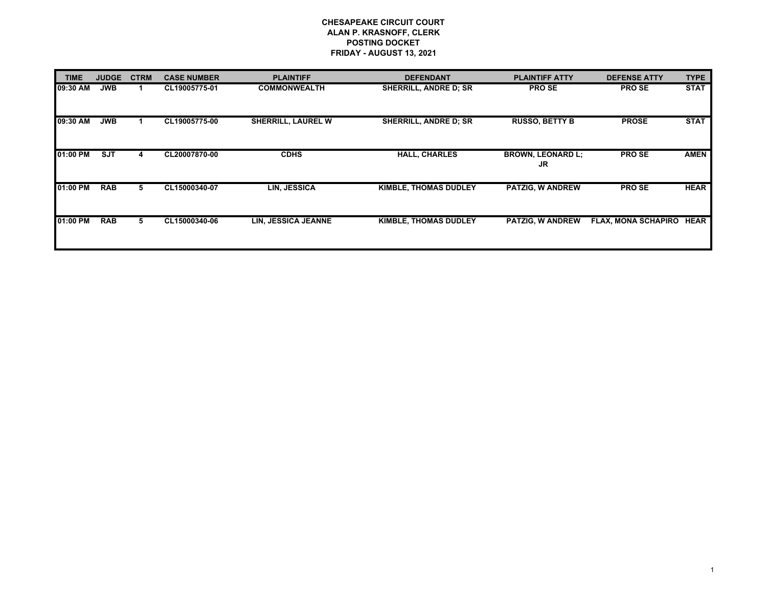**CHESAPEAKE CIRCUIT COURT**
**ALAN P. KRASNOFF, CLERK**
**POSTING DOCKET**
**FRIDAY - AUGUST 13, 2021**

| TIME | JUDGE | CTRM | CASE NUMBER | PLAINTIFF | DEFENDANT | PLAINTIFF ATTY | DEFENSE ATTY | TYPE |
|---|---|---|---|---|---|---|---|---|
| 09:30 AM | JWB | 1 | CL19005775-01 | COMMONWEALTH | SHERRILL, ANDRE D; SR | PRO SE | PRO SE | STAT |
| 09:30 AM | JWB | 1 | CL19005775-00 | SHERRILL, LAUREL W | SHERRILL, ANDRE D; SR | RUSSO, BETTY B | PROSE | STAT |
| 01:00 PM | SJT | 4 | CL20007870-00 | CDHS | HALL, CHARLES | BROWN, LEONARD L; JR | PRO SE | AMEN |
| 01:00 PM | RAB | 5 | CL15000340-07 | LIN, JESSICA | KIMBLE, THOMAS DUDLEY | PATZIG, W ANDREW | PRO SE | HEAR |
| 01:00 PM | RAB | 5 | CL15000340-06 | LIN, JESSICA JEANNE | KIMBLE, THOMAS DUDLEY | PATZIG, W ANDREW | FLAX, MONA SCHAPIRO | HEAR |